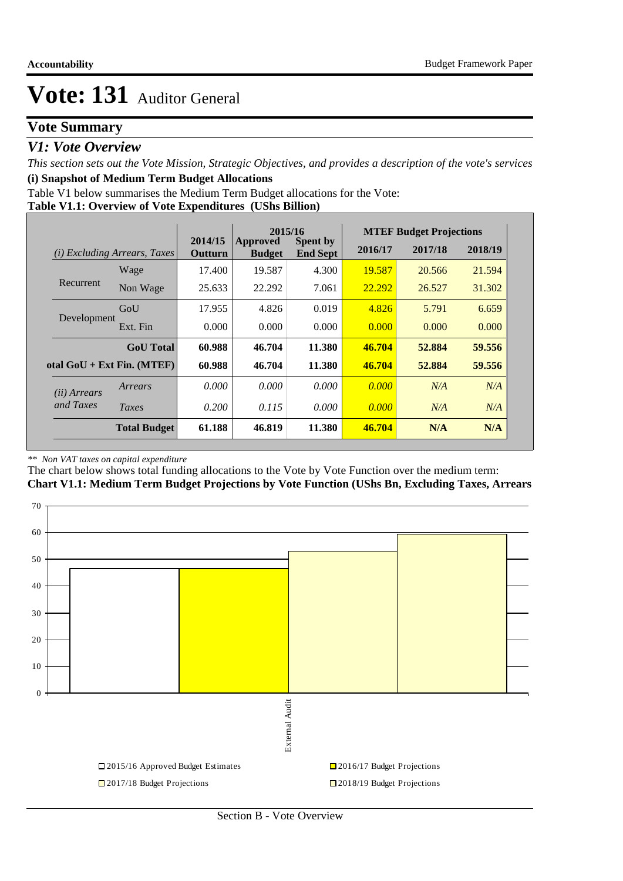# Vote: 131 Auditor General

## Vote Summary

### *V1: Vote Overview*

*This section sets out the Vote Mission, Strategic Objectives, and provides a description of the vote's services*

**(i) Snapshot of Medium Term Budget Allocations**

Table V1 below summarises the Medium Term Budget allocations for the Vote:

**Table V1.1: Overview of Vote Expenditures (UShs Billion)**

| *(i) Excluding Arrears, Taxes* | | 2014/15 Outturn | 2015/16 Approved Budget | 2015/16 Spent by End Sept | MTEF Budget Projections 2016/17 | 2017/18 | 2018/19 |
|---|---|---|---|---|---|---|---|
| Recurrent | Wage | 17.400 | 19.587 | 4.300 | 19.587 | 20.566 | 21.594 |
| | Non Wage | 25.633 | 22.292 | 7.061 | 22.292 | 26.527 | 31.302 |
| Development | GoU | 17.955 | 4.826 | 0.019 | 4.826 | 5.791 | 6.659 |
| | Ext. Fin | 0.000 | 0.000 | 0.000 | 0.000 | 0.000 | 0.000 |
| | **GoU Total** | **60.988** | **46.704** | **11.380** | **46.704** | **52.884** | **59.556** |
| **otal GoU + Ext Fin. (MTEF)** | | **60.988** | **46.704** | **11.380** | **46.704** | **52.884** | **59.556** |
| *(ii) Arrears and Taxes* | *Arrears* | *0.000* | *0.000* | *0.000* | *0.000* | *N/A* | *N/A* |
| | *Taxes* | *0.200* | *0.115* | *0.000* | *0.000* | *N/A* | *N/A* |
| | **Total Budget** | **61.188** | **46.819** | **11.380** | **46.704** | **N/A** | **N/A** |

*\*\* Non VAT taxes on capital expenditure*

The chart below shows total funding allocations to the Vote by Vote Function over the medium term:

**Chart V1.1: Medium Term Budget Projections by Vote Function (UShs Bn, Excluding Taxes, Arrears**

| Vote Function | 2015/16 Approved Budget Estimates | 2016/17 Budget Projections | 2017/18 Budget Projections | 2018/19 Budget Projections |
|---|---|---|---|---|
| External Audit | 46.704 | 46.704 | 52.884 | 59.556 |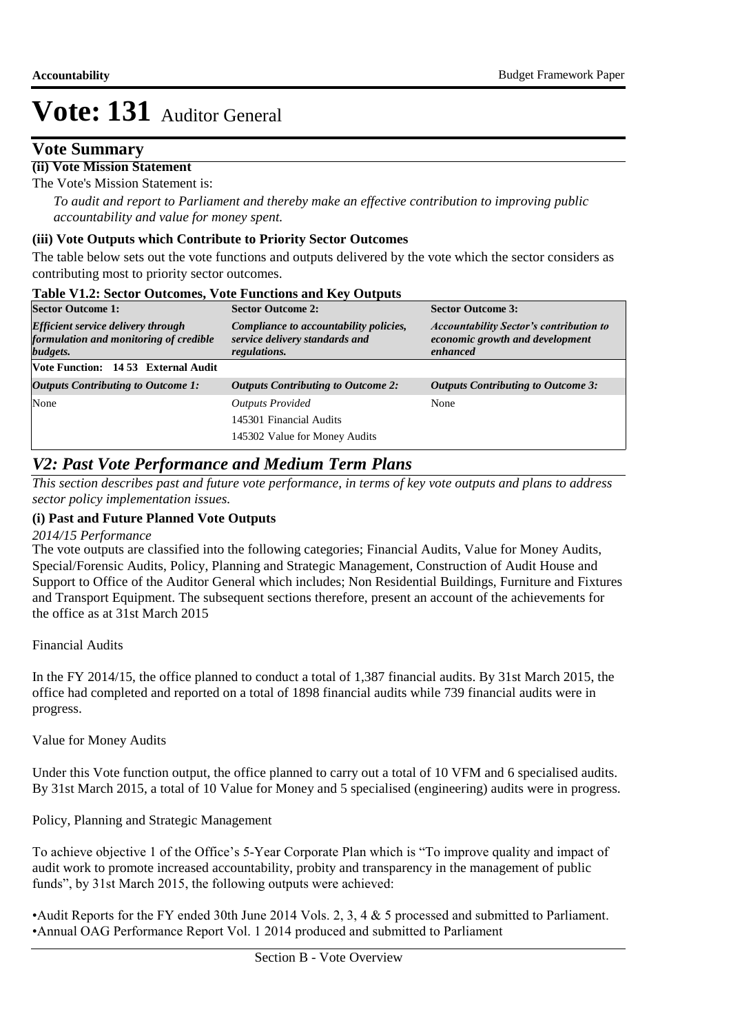# Vote: 131 Auditor General

## Vote Summary

**(ii) Vote Mission Statement**

The Vote's Mission Statement is:

*To audit and report to Parliament and thereby make an effective contribution to improving public accountability and value for money spent.*

**(iii) Vote Outputs which Contribute to Priority Sector Outcomes**

The table below sets out the vote functions and outputs delivered by the vote which the sector considers as contributing most to priority sector outcomes.

**Table V1.2: Sector Outcomes, Vote Functions and Key Outputs**

| Sector Outcome 1: | Sector Outcome 2: | Sector Outcome 3: |
|---|---|---|
| ***Efficient service delivery through formulation and monitoring of credible budgets.*** | ***Compliance to accountability policies, service delivery standards and regulations.*** | ***Accountability Sector's contribution to economic growth and development enhanced*** |
| **Vote Function: 14 53 External Audit** | | |
| ***Outputs Contributing to Outcome 1:*** | ***Outputs Contributing to Outcome 2:*** | ***Outputs Contributing to Outcome 3:*** |
| None | *Outputs Provided*<br>145301 Financial Audits<br>145302 Value for Money Audits | None |

## *V2: Past Vote Performance and Medium Term Plans*

*This section describes past and future vote performance, in terms of key vote outputs and plans to address sector policy implementation issues.*

**(i) Past and Future Planned Vote Outputs**

*2014/15 Performance*

The vote outputs are classified into the following categories; Financial Audits, Value for Money Audits, Special/Forensic Audits, Policy, Planning and Strategic Management, Construction of Audit House and Support to Office of the Auditor General which includes; Non Residential Buildings, Furniture and Fixtures and Transport Equipment. The subsequent sections therefore, present an account of the achievements for the office as at 31st March 2015

Financial Audits

In the FY 2014/15, the office planned to conduct a total of 1,387 financial audits. By 31st March 2015, the office had completed and reported on a total of 1898 financial audits while 739 financial audits were in progress.

Value for Money Audits

Under this Vote function output, the office planned to carry out a total of 10 VFM and 6 specialised audits. By 31st March 2015, a total of 10 Value for Money and 5 specialised (engineering) audits were in progress.

Policy, Planning and Strategic Management

To achieve objective 1 of the Office's 5-Year Corporate Plan which is "To improve quality and impact of audit work to promote increased accountability, probity and transparency in the management of public funds", by 31st March 2015, the following outputs were achieved:

•Audit Reports for the FY ended 30th June 2014 Vols. 2, 3, 4 & 5 processed and submitted to Parliament.
•Annual OAG Performance Report Vol. 1 2014 produced and submitted to Parliament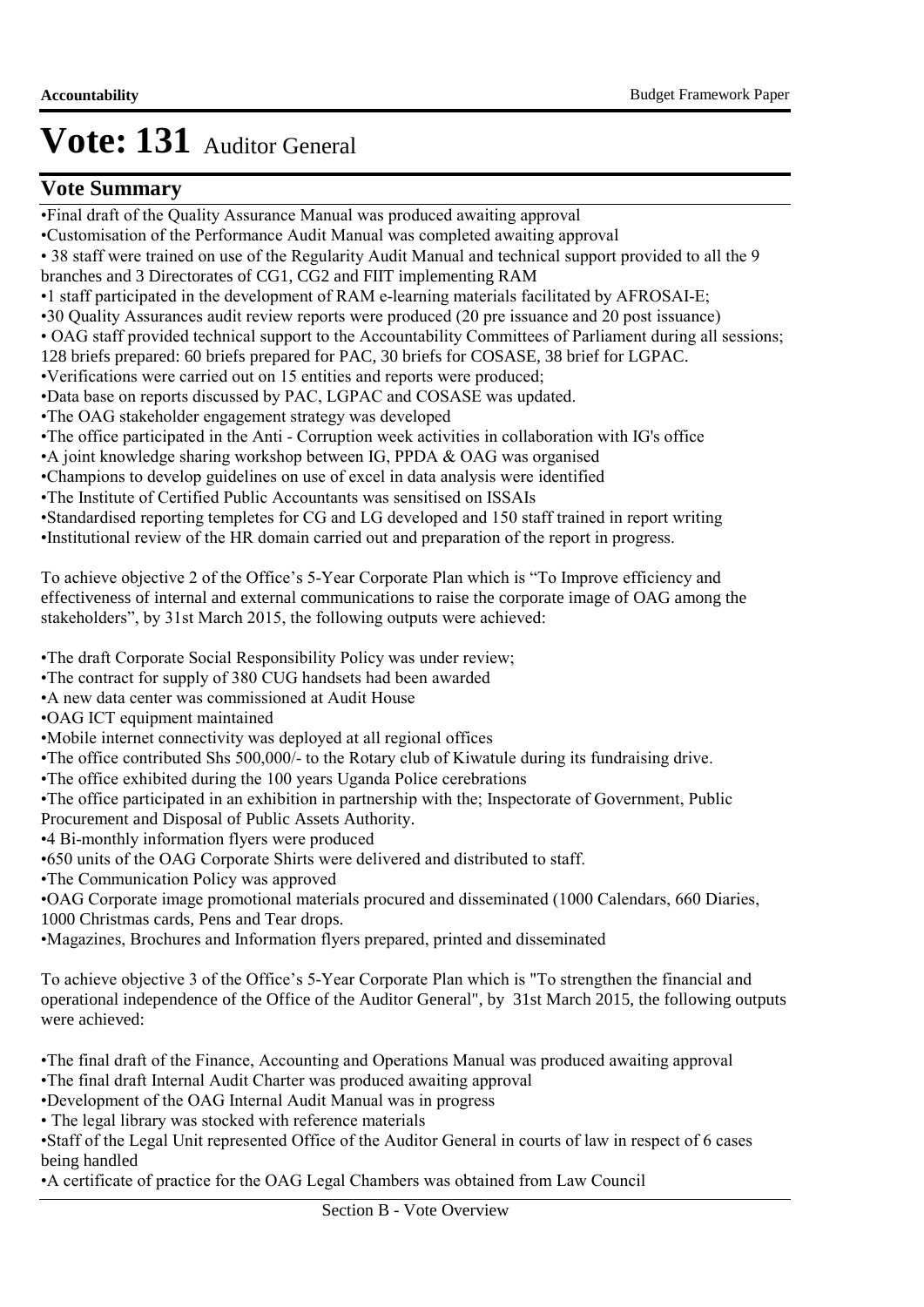# Vote: 131 Auditor General

## Vote Summary

- •Final draft of the Quality Assurance Manual was produced awaiting approval
- •Customisation of the Performance Audit Manual was completed awaiting approval
- • 38 staff were trained on use of the Regularity Audit Manual and technical support provided to all the 9 branches and 3 Directorates of CG1, CG2 and FIIT implementing RAM
- •1 staff participated in the development of RAM e-learning materials facilitated by AFROSAI-E;
- •30 Quality Assurances audit review reports were produced (20 pre issuance and 20 post issuance)
- • OAG staff provided technical support to the Accountability Committees of Parliament during all sessions; 128 briefs prepared: 60 briefs prepared for PAC, 30 briefs for COSASE, 38 brief for LGPAC.
- •Verifications were carried out on 15 entities and reports were produced;
- •Data base on reports discussed by PAC, LGPAC and COSASE was updated.
- •The OAG stakeholder engagement strategy was developed
- •The office participated in the Anti - Corruption week activities in collaboration with IG's office
- •A joint knowledge sharing workshop between IG, PPDA & OAG was organised
- •Champions to develop guidelines on use of excel in data analysis were identified
- •The Institute of Certified Public Accountants was sensitised on ISSAIs
- •Standardised reporting templetes for CG and LG developed and 150 staff trained in report writing
- •Institutional review of the HR domain carried out and preparation of the report in progress.

To achieve objective 2 of the Office's 5-Year Corporate Plan which is "To Improve efficiency and effectiveness of internal and external communications to raise the corporate image of OAG among the stakeholders", by 31st March 2015, the following outputs were achieved:

- •The draft Corporate Social Responsibility Policy was under review;
- •The contract for supply of 380 CUG handsets had been awarded
- •A new data center was commissioned at Audit House
- •OAG ICT equipment maintained
- •Mobile internet connectivity was deployed at all regional offices
- •The office contributed Shs 500,000/- to the Rotary club of Kiwatule during its fundraising drive.
- •The office exhibited during the 100 years Uganda Police cerebrations
- •The office participated in an exhibition in partnership with the; Inspectorate of Government, Public Procurement and Disposal of Public Assets Authority.
- •4 Bi-monthly information flyers were produced
- •650 units of the OAG Corporate Shirts were delivered and distributed to staff.
- •The Communication Policy was approved
- •OAG Corporate image promotional materials procured and disseminated (1000 Calendars, 660 Diaries, 1000 Christmas cards, Pens and Tear drops.
- •Magazines, Brochures and Information flyers prepared, printed and disseminated

To achieve objective 3 of the Office's 5-Year Corporate Plan which is "To strengthen the financial and operational independence of the Office of the Auditor General", by 31st March 2015, the following outputs were achieved:

- •The final draft of the Finance, Accounting and Operations Manual was produced awaiting approval
- •The final draft Internal Audit Charter was produced awaiting approval
- •Development of the OAG Internal Audit Manual was in progress
- • The legal library was stocked with reference materials
- •Staff of the Legal Unit represented Office of the Auditor General in courts of law in respect of 6 cases being handled
- •A certificate of practice for the OAG Legal Chambers was obtained from Law Council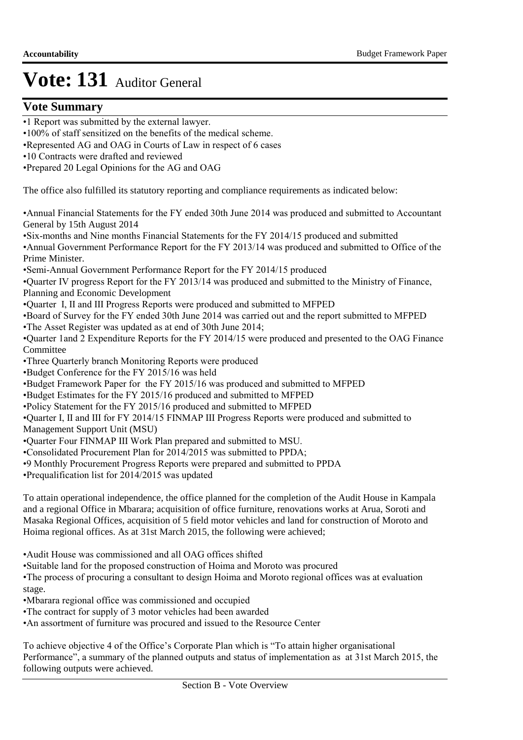# Vote: 131 Auditor General

## Vote Summary

•1 Report was submitted by the external lawyer.
•100% of staff sensitized on the benefits of the medical scheme.
•Represented AG and OAG in Courts of Law in respect of 6 cases
•10 Contracts were drafted and reviewed
•Prepared 20 Legal Opinions for the AG and OAG

The office also fulfilled its statutory reporting and compliance requirements as indicated below:

•Annual Financial Statements for the FY ended 30th June 2014 was produced and submitted to Accountant General by 15th August 2014
•Six-months and Nine months Financial Statements for the FY 2014/15 produced and submitted
•Annual Government Performance Report for the FY 2013/14 was produced and submitted to Office of the Prime Minister.
•Semi-Annual Government Performance Report for the FY 2014/15 produced
•Quarter IV progress Report for the FY 2013/14 was produced and submitted to the Ministry of Finance, Planning and Economic Development
•Quarter I, II and III Progress Reports were produced and submitted to MFPED
•Board of Survey for the FY ended 30th June 2014 was carried out and the report submitted to MFPED
•The Asset Register was updated as at end of 30th June 2014;
•Quarter 1and 2 Expenditure Reports for the FY 2014/15 were produced and presented to the OAG Finance Committee
•Three Quarterly branch Monitoring Reports were produced
•Budget Conference for the FY 2015/16 was held
•Budget Framework Paper for the FY 2015/16 was produced and submitted to MFPED
•Budget Estimates for the FY 2015/16 produced and submitted to MFPED
•Policy Statement for the FY 2015/16 produced and submitted to MFPED
•Quarter I, II and III for FY 2014/15 FINMAP III Progress Reports were produced and submitted to Management Support Unit (MSU)
•Quarter Four FINMAP III Work Plan prepared and submitted to MSU.
•Consolidated Procurement Plan for 2014/2015 was submitted to PPDA;
•9 Monthly Procurement Progress Reports were prepared and submitted to PPDA
•Prequalification list for 2014/2015 was updated

To attain operational independence, the office planned for the completion of the Audit House in Kampala and a regional Office in Mbarara; acquisition of office furniture, renovations works at Arua, Soroti and Masaka Regional Offices, acquisition of 5 field motor vehicles and land for construction of Moroto and Hoima regional offices. As at 31st March 2015, the following were achieved;

•Audit House was commissioned and all OAG offices shifted
•Suitable land for the proposed construction of Hoima and Moroto was procured
•The process of procuring a consultant to design Hoima and Moroto regional offices was at evaluation stage.
•Mbarara regional office was commissioned and occupied
•The contract for supply of 3 motor vehicles had been awarded
•An assortment of furniture was procured and issued to the Resource Center

To achieve objective 4 of the Office's Corporate Plan which is "To attain higher organisational Performance", a summary of the planned outputs and status of implementation as at 31st March 2015, the following outputs were achieved.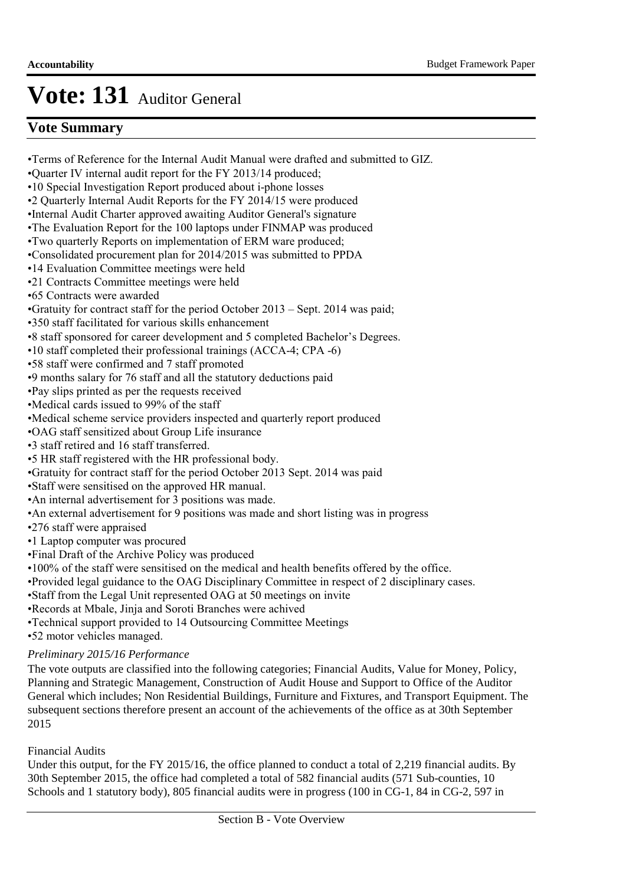# Vote: 131 Auditor General

## Vote Summary

- •Terms of Reference for the Internal Audit Manual were drafted and submitted to GIZ.
- •Quarter IV internal audit report for the FY 2013/14 produced;
- •10 Special Investigation Report produced about i-phone losses
- •2 Quarterly Internal Audit Reports for the FY 2014/15 were produced
- •Internal Audit Charter approved awaiting Auditor General's signature
- •The Evaluation Report for the 100 laptops under FINMAP was produced
- •Two quarterly Reports on implementation of ERM ware produced;
- •Consolidated procurement plan for 2014/2015 was submitted to PPDA
- •14 Evaluation Committee meetings were held
- •21 Contracts Committee meetings were held
- •65 Contracts were awarded
- •Gratuity for contract staff for the period October 2013 – Sept. 2014 was paid;
- •350 staff facilitated for various skills enhancement
- •8 staff sponsored for career development and 5 completed Bachelor's Degrees.
- •10 staff completed their professional trainings (ACCA-4; CPA -6)
- •58 staff were confirmed and 7 staff promoted
- •9 months salary for 76 staff and all the statutory deductions paid
- •Pay slips printed as per the requests received
- •Medical cards issued to 99% of the staff
- •Medical scheme service providers inspected and quarterly report produced
- •OAG staff sensitized about Group Life insurance
- •3 staff retired and 16 staff transferred.
- •5 HR staff registered with the HR professional body.
- •Gratuity for contract staff for the period October 2013 Sept. 2014 was paid
- •Staff were sensitised on the approved HR manual.
- •An internal advertisement for 3 positions was made.
- •An external advertisement for 9 positions was made and short listing was in progress
- •276 staff were appraised
- •1 Laptop computer was procured
- •Final Draft of the Archive Policy was produced
- •100% of the staff were sensitised on the medical and health benefits offered by the office.
- •Provided legal guidance to the OAG Disciplinary Committee in respect of 2 disciplinary cases.
- •Staff from the Legal Unit represented OAG at 50 meetings on invite
- •Records at Mbale, Jinja and Soroti Branches were achived
- •Technical support provided to 14 Outsourcing Committee Meetings
- •52 motor vehicles managed.

*Preliminary 2015/16 Performance*

The vote outputs are classified into the following categories; Financial Audits, Value for Money, Policy, Planning and Strategic Management, Construction of Audit House and Support to Office of the Auditor General which includes; Non Residential Buildings, Furniture and Fixtures, and Transport Equipment. The subsequent sections therefore present an account of the achievements of the office as at 30th September 2015

Financial Audits

Under this output, for the FY 2015/16, the office planned to conduct a total of 2,219 financial audits. By 30th September 2015, the office had completed a total of 582 financial audits (571 Sub-counties, 10 Schools and 1 statutory body), 805 financial audits were in progress (100 in CG-1, 84 in CG-2, 597 in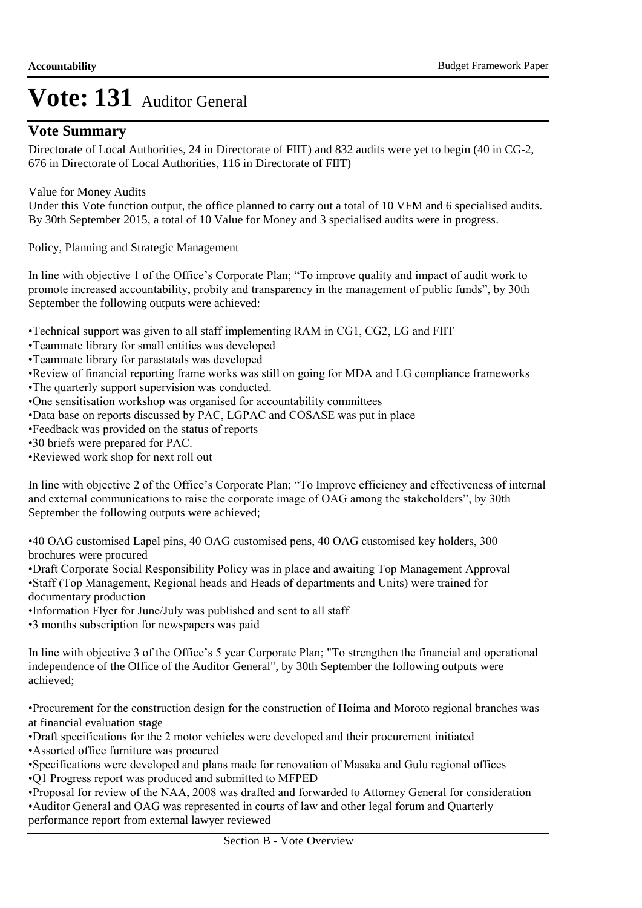# Vote: 131 Auditor General

## Vote Summary

Directorate of Local Authorities, 24 in Directorate of FIIT) and 832 audits were yet to begin (40 in CG-2, 676 in Directorate of Local Authorities, 116 in Directorate of FIIT)

Value for Money Audits

Under this Vote function output, the office planned to carry out a total of 10 VFM and 6 specialised audits. By 30th September 2015, a total of 10 Value for Money and 3 specialised audits were in progress.

Policy, Planning and Strategic Management

In line with objective 1 of the Office's Corporate Plan; "To improve quality and impact of audit work to promote increased accountability, probity and transparency in the management of public funds", by 30th September the following outputs were achieved:

•Technical support was given to all staff implementing RAM in CG1, CG2, LG and FIIT
•Teammate library for small entities was developed
•Teammate library for parastatals was developed
•Review of financial reporting frame works was still on going for MDA and LG compliance frameworks
•The quarterly support supervision was conducted.
•One sensitisation workshop was organised for accountability committees
•Data base on reports discussed by PAC, LGPAC and COSASE was put in place
•Feedback was provided on the status of reports
•30 briefs were prepared for PAC.
•Reviewed work shop for next roll out

In line with objective 2 of the Office's Corporate Plan; "To Improve efficiency and effectiveness of internal and external communications to raise the corporate image of OAG among the stakeholders", by 30th September the following outputs were achieved;

•40 OAG customised Lapel pins, 40 OAG customised pens, 40 OAG customised key holders, 300 brochures were procured
•Draft Corporate Social Responsibility Policy was in place and awaiting Top Management Approval
•Staff (Top Management, Regional heads and Heads of departments and Units) were trained for documentary production
•Information Flyer for June/July was published and sent to all staff
•3 months subscription for newspapers was paid

In line with objective 3 of the Office's 5 year Corporate Plan; "To strengthen the financial and operational independence of the Office of the Auditor General", by 30th September the following outputs were achieved;

•Procurement for the construction design for the construction of Hoima and Moroto regional branches was at financial evaluation stage
•Draft specifications for the 2 motor vehicles were developed and their procurement initiated
•Assorted office furniture was procured
•Specifications were developed and plans made for renovation of Masaka and Gulu regional offices
•Q1 Progress report was produced and submitted to MFPED
•Proposal for review of the NAA, 2008 was drafted and forwarded to Attorney General for consideration
•Auditor General and OAG was represented in courts of law and other legal forum and Quarterly performance report from external lawyer reviewed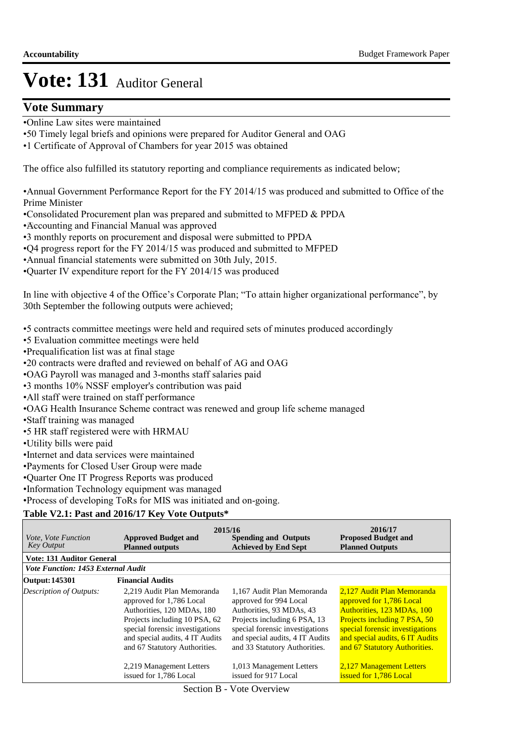# Vote: 131 Auditor General

## Vote Summary

- Online Law sites were maintained
- 50 Timely legal briefs and opinions were prepared for Auditor General and OAG
- 1 Certificate of Approval of Chambers for year 2015 was obtained

The office also fulfilled its statutory reporting and compliance requirements as indicated below;

- Annual Government Performance Report for the FY 2014/15 was produced and submitted to Office of the Prime Minister
- Consolidated Procurement plan was prepared and submitted to MFPED & PPDA
- Accounting and Financial Manual was approved
- 3 monthly reports on procurement and disposal were submitted to PPDA
- Q4 progress report for the FY 2014/15 was produced and submitted to MFPED
- Annual financial statements were submitted on 30th July, 2015.
- Quarter IV expenditure report for the FY 2014/15 was produced

In line with objective 4 of the Office's Corporate Plan; "To attain higher organizational performance", by 30th September the following outputs were achieved;

- 5 contracts committee meetings were held and required sets of minutes produced accordingly
- 5 Evaluation committee meetings were held
- Prequalification list was at final stage
- 20 contracts were drafted and reviewed on behalf of AG and OAG
- OAG Payroll was managed and 3-months staff salaries paid
- 3 months 10% NSSF employer's contribution was paid
- All staff were trained on staff performance
- OAG Health Insurance Scheme contract was renewed and group life scheme managed
- Staff training was managed
- 5 HR staff registered were with HRMAU
- Utility bills were paid
- Internet and data services were maintained
- Payments for Closed User Group were made
- Quarter One IT Progress Reports was produced
- Information Technology equipment was managed
- Process of developing ToRs for MIS was initiated and on-going.

**Table V2.1: Past and 2016/17 Key Vote Outputs***

| *Vote, Vote Function Key Output* | 2015/16 **Approved Budget and Planned outputs** | **Spending and Outputs Achieved by End Sept** | 2016/17 **Proposed Budget and Planned Outputs** |
|---|---|---|---|
| **Vote: 131 Auditor General** | | | |
| ***Vote Function: 1453 External Audit*** | | | |
| **Output: 145301** | **Financial Audits** | | |
| *Description of Outputs:* | 2,219 Audit Plan Memoranda approved for 1,786 Local Authorities, 120 MDAs, 180 Projects including 10 PSA, 62 special forensic investigations and special audits, 4 IT Audits and 67 Statutory Authorities.<br><br>2,219 Management Letters issued for 1,786 Local | 1,167 Audit Plan Memoranda approved for 994 Local Authorities, 93 MDAs, 43 Projects including 6 PSA, 13 special forensic investigations and special audits, 4 IT Audits and 33 Statutory Authorities.<br><br>1,013 Management Letters issued for 917 Local | 2,127 Audit Plan Memoranda approved for 1,786 Local Authorities, 123 MDAs, 100 Projects including 7 PSA, 50 special forensic investigations and special audits, 6 IT Audits and 67 Statutory Authorities.<br><br>2,127 Management Letters issued for 1,786 Local |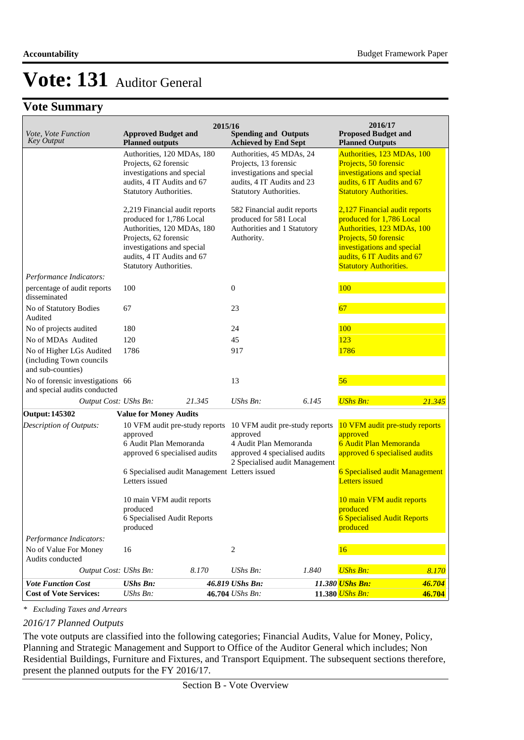# Vote: 131 Auditor General

## Vote Summary

| Vote, Vote Function Key Output | 2015/16 Approved Budget and Planned outputs | | 2015/16 Spending and Outputs Achieved by End Sept | | 2016/17 Proposed Budget and Planned Outputs | |
|---|---|---|---|---|---|---|
| | Authorities, 120 MDAs, 180 Projects, 62 forensic investigations and special audits, 4 IT Audits and 67 Statutory Authorities.<br><br>2,219 Financial audit reports produced for 1,786 Local Authorities, 120 MDAs, 180 Projects, 62 forensic investigations and special audits, 4 IT Audits and 67 Statutory Authorities. | | Authorities, 45 MDAs, 24 Projects, 13 forensic investigations and special audits, 4 IT Audits and 23 Statutory Authorities.<br><br>582 Financial audit reports produced for 581 Local Authorities and 1 Statutory Authority. | | Authorities, 123 MDAs, 100 Projects, 50 forensic investigations and special audits, 6 IT Audits and 67 Statutory Authorities.<br><br>2,127 Financial audit reports produced for 1,786 Local Authorities, 123 MDAs, 100 Projects, 50 forensic investigations and special audits, 6 IT Audits and 67 Statutory Authorities. | |
| *Performance Indicators:* | | | | | | |
| percentage of audit reports disseminated | 100 | | 0 | | 100 | |
| No of Statutory Bodies Audited | 67 | | 23 | | 67 | |
| No of projects audited | 180 | | 24 | | 100 | |
| No of MDAs Audited | 120 | | 45 | | 123 | |
| No of Higher LGs Audited (including Town councils and sub-counties) | 1786 | | 917 | | 1786 | |
| No of forensic investigations and special audits conducted | 66 | | 13 | | 56 | |
| *Output Cost:* | *UShs Bn:* | *21.345* | *UShs Bn:* | *6.145* | *UShs Bn:* | *21.345* |
| **Output: 145302** | **Value for Money Audits** | | | | | |
| *Description of Outputs:* | 10 VFM audit pre-study reports approved<br>6 Audit Plan Memoranda approved 6 specialised audits<br><br>6 Specialised audit Management Letters issued<br><br>10 main VFM audit reports produced<br>6 Specialised Audit Reports produced | | 10 VFM audit pre-study reports approved<br>4 Audit Plan Memoranda approved 4 specialised audits<br>2 Specialised audit Management Letters issued | | 10 VFM audit pre-study reports approved<br>6 Audit Plan Memoranda approved 6 specialised audits<br><br>6 Specialised audit Management Letters issued<br><br>10 main VFM audit reports produced<br>6 Specialised Audit Reports produced | |
| *Performance Indicators:* | | | | | | |
| No of Value For Money Audits conducted | 16 | | 2 | | 16 | |
| *Output Cost:* | *UShs Bn:* | *8.170* | *UShs Bn:* | *1.840* | *UShs Bn:* | *8.170* |
| ***Vote Function Cost*** | ***UShs Bn:*** | ***46.819*** | ***UShs Bn:*** | ***11.380*** | ***UShs Bn:*** | ***46.704*** |
| **Cost of Vote Services:** | *UShs Bn:* | **46.704** | *UShs Bn:* | **11.380** | *UShs Bn:* | **46.704** |

*\* Excluding Taxes and Arrears*

*2016/17 Planned Outputs*

The vote outputs are classified into the following categories; Financial Audits, Value for Money, Policy, Planning and Strategic Management and Support to Office of the Auditor General which includes; Non Residential Buildings, Furniture and Fixtures, and Transport Equipment. The subsequent sections therefore, present the planned outputs for the FY 2016/17.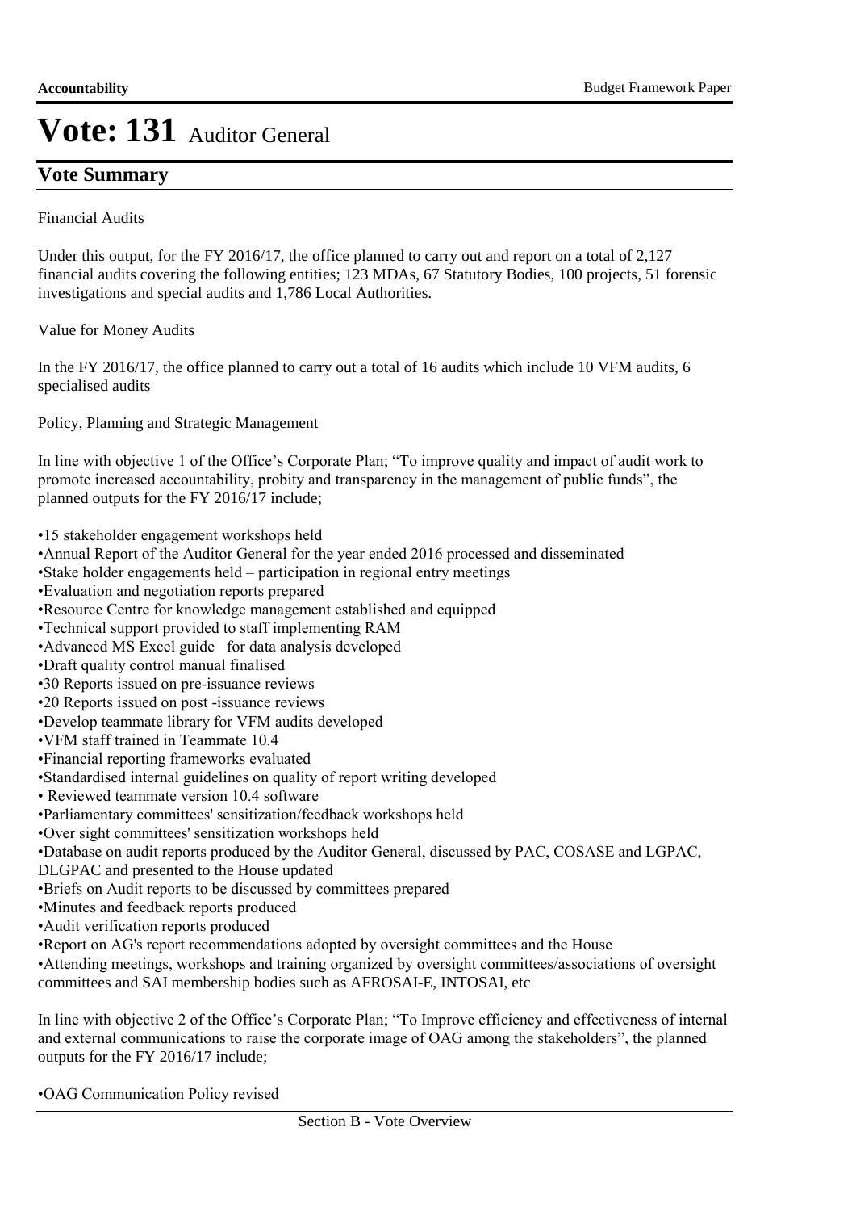# Vote: 131 Auditor General

## Vote Summary

Financial Audits

Under this output, for the FY 2016/17, the office planned to carry out and report on a total of 2,127 financial audits covering the following entities; 123 MDAs, 67 Statutory Bodies, 100 projects, 51 forensic investigations and special audits and 1,786 Local Authorities.

Value for Money Audits

In the FY 2016/17, the office planned to carry out a total of 16 audits which include 10 VFM audits, 6 specialised audits

Policy, Planning and Strategic Management

In line with objective 1 of the Office's Corporate Plan; "To improve quality and impact of audit work to promote increased accountability, probity and transparency in the management of public funds", the planned outputs for the FY 2016/17 include;

- 15 stakeholder engagement workshops held
- Annual Report of the Auditor General for the year ended 2016 processed and disseminated
- Stake holder engagements held – participation in regional entry meetings
- Evaluation and negotiation reports prepared
- Resource Centre for knowledge management established and equipped
- Technical support provided to staff implementing RAM
- Advanced MS Excel guide for data analysis developed
- Draft quality control manual finalised
- 30 Reports issued on pre-issuance reviews
- 20 Reports issued on post -issuance reviews
- Develop teammate library for VFM audits developed
- VFM staff trained in Teammate 10.4
- Financial reporting frameworks evaluated
- Standardised internal guidelines on quality of report writing developed
- Reviewed teammate version 10.4 software
- Parliamentary committees' sensitization/feedback workshops held
- Over sight committees' sensitization workshops held
- Database on audit reports produced by the Auditor General, discussed by PAC, COSASE and LGPAC, DLGPAC and presented to the House updated
- Briefs on Audit reports to be discussed by committees prepared
- Minutes and feedback reports produced
- Audit verification reports produced
- Report on AG's report recommendations adopted by oversight committees and the House
- Attending meetings, workshops and training organized by oversight committees/associations of oversight committees and SAI membership bodies such as AFROSAI-E, INTOSAI, etc

In line with objective 2 of the Office's Corporate Plan; "To Improve efficiency and effectiveness of internal and external communications to raise the corporate image of OAG among the stakeholders", the planned outputs for the FY 2016/17 include;

- OAG Communication Policy revised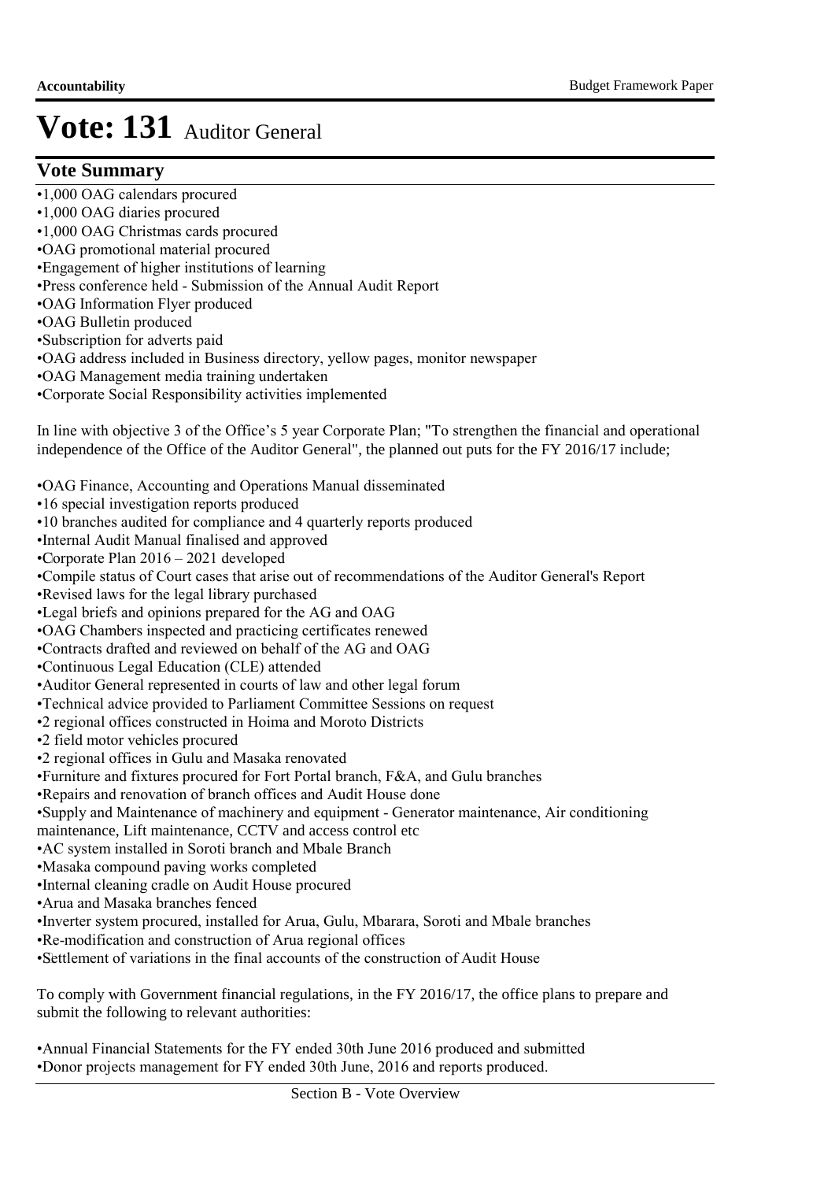# Vote: 131 Auditor General

## Vote Summary

- •1,000 OAG calendars procured
- •1,000 OAG diaries procured
- •1,000 OAG Christmas cards procured
- •OAG promotional material procured
- •Engagement of higher institutions of learning
- •Press conference held - Submission of the Annual Audit Report
- •OAG Information Flyer produced
- •OAG Bulletin produced
- •Subscription for adverts paid
- •OAG address included in Business directory, yellow pages, monitor newspaper
- •OAG Management media training undertaken
- •Corporate Social Responsibility activities implemented

In line with objective 3 of the Office's 5 year Corporate Plan; "To strengthen the financial and operational independence of the Office of the Auditor General", the planned out puts for the FY 2016/17 include;

- •OAG Finance, Accounting and Operations Manual disseminated
- •16 special investigation reports produced
- •10 branches audited for compliance and 4 quarterly reports produced
- •Internal Audit Manual finalised and approved
- •Corporate Plan 2016 – 2021 developed
- •Compile status of Court cases that arise out of recommendations of the Auditor General's Report
- •Revised laws for the legal library purchased
- •Legal briefs and opinions prepared for the AG and OAG
- •OAG Chambers inspected and practicing certificates renewed
- •Contracts drafted and reviewed on behalf of the AG and OAG
- •Continuous Legal Education (CLE) attended
- •Auditor General represented in courts of law and other legal forum
- •Technical advice provided to Parliament Committee Sessions on request
- •2 regional offices constructed in Hoima and Moroto Districts
- •2 field motor vehicles procured
- •2 regional offices in Gulu and Masaka renovated
- •Furniture and fixtures procured for Fort Portal branch, F&A, and Gulu branches
- •Repairs and renovation of branch offices and Audit House done
- •Supply and Maintenance of machinery and equipment - Generator maintenance, Air conditioning maintenance, Lift maintenance, CCTV and access control etc
- •AC system installed in Soroti branch and Mbale Branch
- •Masaka compound paving works completed
- •Internal cleaning cradle on Audit House procured
- •Arua and Masaka branches fenced
- •Inverter system procured, installed for Arua, Gulu, Mbarara, Soroti and Mbale branches
- •Re-modification and construction of Arua regional offices
- •Settlement of variations in the final accounts of the construction of Audit House

To comply with Government financial regulations, in the FY 2016/17, the office plans to prepare and submit the following to relevant authorities:

- •Annual Financial Statements for the FY ended 30th June 2016 produced and submitted
- •Donor projects management for FY ended 30th June, 2016 and reports produced.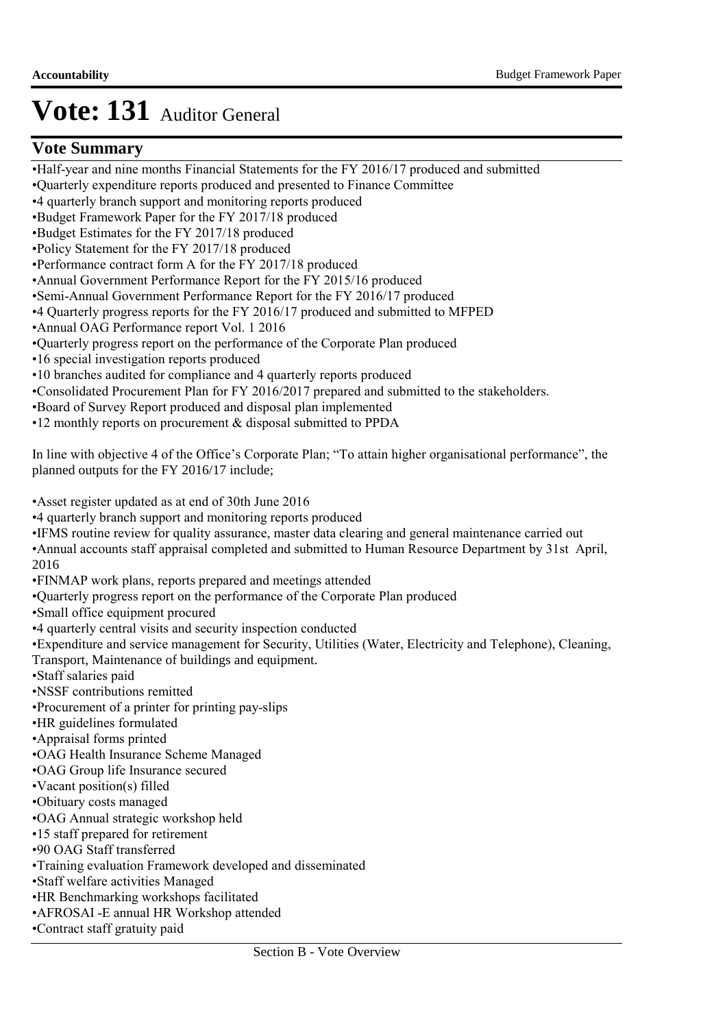# Vote: 131 Auditor General

## Vote Summary

- Half-year and nine months Financial Statements for the FY 2016/17 produced and submitted
- Quarterly expenditure reports produced and presented to Finance Committee
- 4 quarterly branch support and monitoring reports produced
- Budget Framework Paper for the FY 2017/18 produced
- Budget Estimates for the FY 2017/18 produced
- Policy Statement for the FY 2017/18 produced
- Performance contract form A for the FY 2017/18 produced
- Annual Government Performance Report for the FY 2015/16 produced
- Semi-Annual Government Performance Report for the FY 2016/17 produced
- 4 Quarterly progress reports for the FY 2016/17 produced and submitted to MFPED
- Annual OAG Performance report Vol. 1 2016
- Quarterly progress report on the performance of the Corporate Plan produced
- 16 special investigation reports produced
- 10 branches audited for compliance and 4 quarterly reports produced
- Consolidated Procurement Plan for FY 2016/2017 prepared and submitted to the stakeholders.
- Board of Survey Report produced and disposal plan implemented
- 12 monthly reports on procurement & disposal submitted to PPDA

In line with objective 4 of the Office's Corporate Plan; "To attain higher organisational performance", the planned outputs for the FY 2016/17 include;

- Asset register updated as at end of 30th June 2016
- 4 quarterly branch support and monitoring reports produced
- IFMS routine review for quality assurance, master data clearing and general maintenance carried out
- Annual accounts staff appraisal completed and submitted to Human Resource Department by 31st April, 2016
- FINMAP work plans, reports prepared and meetings attended
- Quarterly progress report on the performance of the Corporate Plan produced
- Small office equipment procured
- 4 quarterly central visits and security inspection conducted
- Expenditure and service management for Security, Utilities (Water, Electricity and Telephone), Cleaning, Transport, Maintenance of buildings and equipment.
- Staff salaries paid
- NSSF contributions remitted
- Procurement of a printer for printing pay-slips
- HR guidelines formulated
- Appraisal forms printed
- OAG Health Insurance Scheme Managed
- OAG Group life Insurance secured
- Vacant position(s) filled
- Obituary costs managed
- OAG Annual strategic workshop held
- 15 staff prepared for retirement
- 90 OAG Staff transferred
- Training evaluation Framework developed and disseminated
- Staff welfare activities Managed
- HR Benchmarking workshops facilitated
- AFROSAI -E annual HR Workshop attended
- Contract staff gratuity paid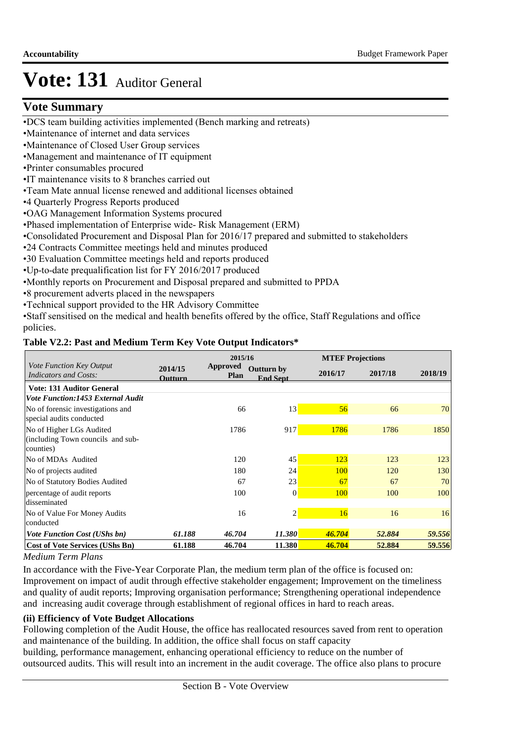# Vote: 131 Auditor General

## Vote Summary

- •DCS team building activities implemented (Bench marking and retreats)
- •Maintenance of internet and data services
- •Maintenance of Closed User Group services
- •Management and maintenance of IT equipment
- •Printer consumables procured
- •IT maintenance visits to 8 branches carried out
- •Team Mate annual license renewed and additional licenses obtained
- •4 Quarterly Progress Reports produced
- •OAG Management Information Systems procured
- •Phased implementation of Enterprise wide- Risk Management (ERM)
- •Consolidated Procurement and Disposal Plan for 2016/17 prepared and submitted to stakeholders
- •24 Contracts Committee meetings held and minutes produced
- •30 Evaluation Committee meetings held and reports produced
- •Up-to-date prequalification list for FY 2016/2017 produced
- •Monthly reports on Procurement and Disposal prepared and submitted to PPDA
- •8 procurement adverts placed in the newspapers
- •Technical support provided to the HR Advisory Committee
- •Staff sensitised on the medical and health benefits offered by the office, Staff Regulations and office policies.

**Table V2.2: Past and Medium Term Key Vote Output Indicators***

| *Vote Function Key Output Indicators and Costs:* | 2014/15 Outturn | 2015/16 Approved Plan | 2015/16 Outturn by End Sept | MTEF Projections 2016/17 | 2017/18 | 2018/19 |
|---|---|---|---|---|---|---|
| **Vote: 131 Auditor General** | | | | | | |
| ***Vote Function:1453 External Audit*** | | | | | | |
| No of forensic investigations and special audits conducted | | 66 | 13 | 56 | 66 | 70 |
| No of Higher LGs Audited (including Town councils and sub-counties) | | 1786 | 917 | 1786 | 1786 | 1850 |
| No of MDAs Audited | | 120 | 45 | 123 | 123 | 123 |
| No of projects audited | | 180 | 24 | 100 | 120 | 130 |
| No of Statutory Bodies Audited | | 67 | 23 | 67 | 67 | 70 |
| percentage of audit reports disseminated | | 100 | 0 | 100 | 100 | 100 |
| No of Value For Money Audits conducted | | 16 | 2 | 16 | 16 | 16 |
| ***Vote Function Cost (UShs bn)*** | ***61.188*** | ***46.704*** | ***11.380*** | ***46.704*** | ***52.884*** | ***59.556*** |
| **Cost of Vote Services (UShs Bn)** | **61.188** | **46.704** | **11.380** | **46.704** | **52.884** | **59.556** |

*Medium Term Plans*

In accordance with the Five-Year Corporate Plan, the medium term plan of the office is focused on: Improvement on impact of audit through effective stakeholder engagement; Improvement on the timeliness and quality of audit reports; Improving organisation performance; Strengthening operational independence and increasing audit coverage through establishment of regional offices in hard to reach areas.

**(ii) Efficiency of Vote Budget Allocations**

Following completion of the Audit House, the office has reallocated resources saved from rent to operation and maintenance of the building. In addition, the office shall focus on staff capacity building, performance management, enhancing operational efficiency to reduce on the number of outsourced audits. This will result into an increment in the audit coverage. The office also plans to procure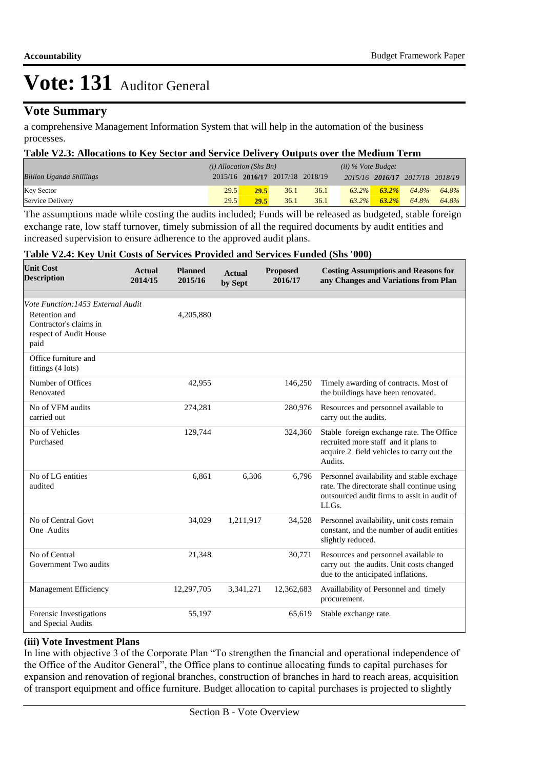# Vote: 131 Auditor General

## Vote Summary

a comprehensive Management Information System that will help in the automation of the business processes.

**Table V2.3: Allocations to Key Sector and Service Delivery Outputs over the Medium Term**

| | *(i) Allocation (Shs Bn)* | | | | *(ii) % Vote Budget* | | | |
|---|---|---|---|---|---|---|---|---|
| *Billion Uganda Shillings* | 2015/16 | **2016/17** | 2017/18 | 2018/19 | *2015/16* | ***2016/17*** | *2017/18* | *2018/19* |
| Key Sector | 29.5 | **29.5** | 36.1 | 36.1 | *63.2%* | ***63.2%*** | *64.8%* | *64.8%* |
| Service Delivery | 29.5 | **29.5** | 36.1 | 36.1 | *63.2%* | ***63.2%*** | *64.8%* | *64.8%* |

The assumptions made while costing the audits included; Funds will be released as budgeted, stable foreign exchange rate, low staff turnover, timely submission of all the required documents by audit entities and increased supervision to ensure adherence to the approved audit plans.

**Table V2.4: Key Unit Costs of Services Provided and Services Funded (Shs '000)**

| Unit Cost Description | Actual 2014/15 | Planned 2015/16 | Actual by Sept | Proposed 2016/17 | Costing Assumptions and Reasons for any Changes and Variations from Plan |
|---|---|---|---|---|---|
| *Vote Function:1453 External Audit* | | | | | |
| Retention and Contractor's claims in respect of Audit House paid | | 4,205,880 | | | |
| Office furniture and fittings (4 lots) | | | | | |
| Number of Offices Renovated | | 42,955 | | 146,250 | Timely awarding of contracts. Most of the buildings have been renovated. |
| No of VFM audits carried out | | 274,281 | | 280,976 | Resources and personnel available to carry out the audits. |
| No of Vehicles Purchased | | 129,744 | | 324,360 | Stable foreign exchange rate. The Office recruited more staff and it plans to acquire 2 field vehicles to carry out the Audits. |
| No of LG entities audited | | 6,861 | 6,306 | 6,796 | Personnel availability and stable exchage rate. The directorate shall continue using outsourced audit firms to assit in audit of LLGs. |
| No of Central Govt One Audits | | 34,029 | 1,211,917 | 34,528 | Personnel availability, unit costs remain constant, and the number of audit entities slightly reduced. |
| No of Central Government Two audits | | 21,348 | | 30,771 | Resources and personnel available to carry out the audits. Unit costs changed due to the anticipated inflations. |
| Management Efficiency | | 12,297,705 | 3,341,271 | 12,362,683 | Availlability of Personnel and timely procurement. |
| Forensic Investigations and Special Audits | | 55,197 | | 65,619 | Stable exchange rate. |

**(iii) Vote Investment Plans**

In line with objective 3 of the Corporate Plan "To strengthen the financial and operational independence of the Office of the Auditor General", the Office plans to continue allocating funds to capital purchases for expansion and renovation of regional branches, construction of branches in hard to reach areas, acquisition of transport equipment and office furniture. Budget allocation to capital purchases is projected to slightly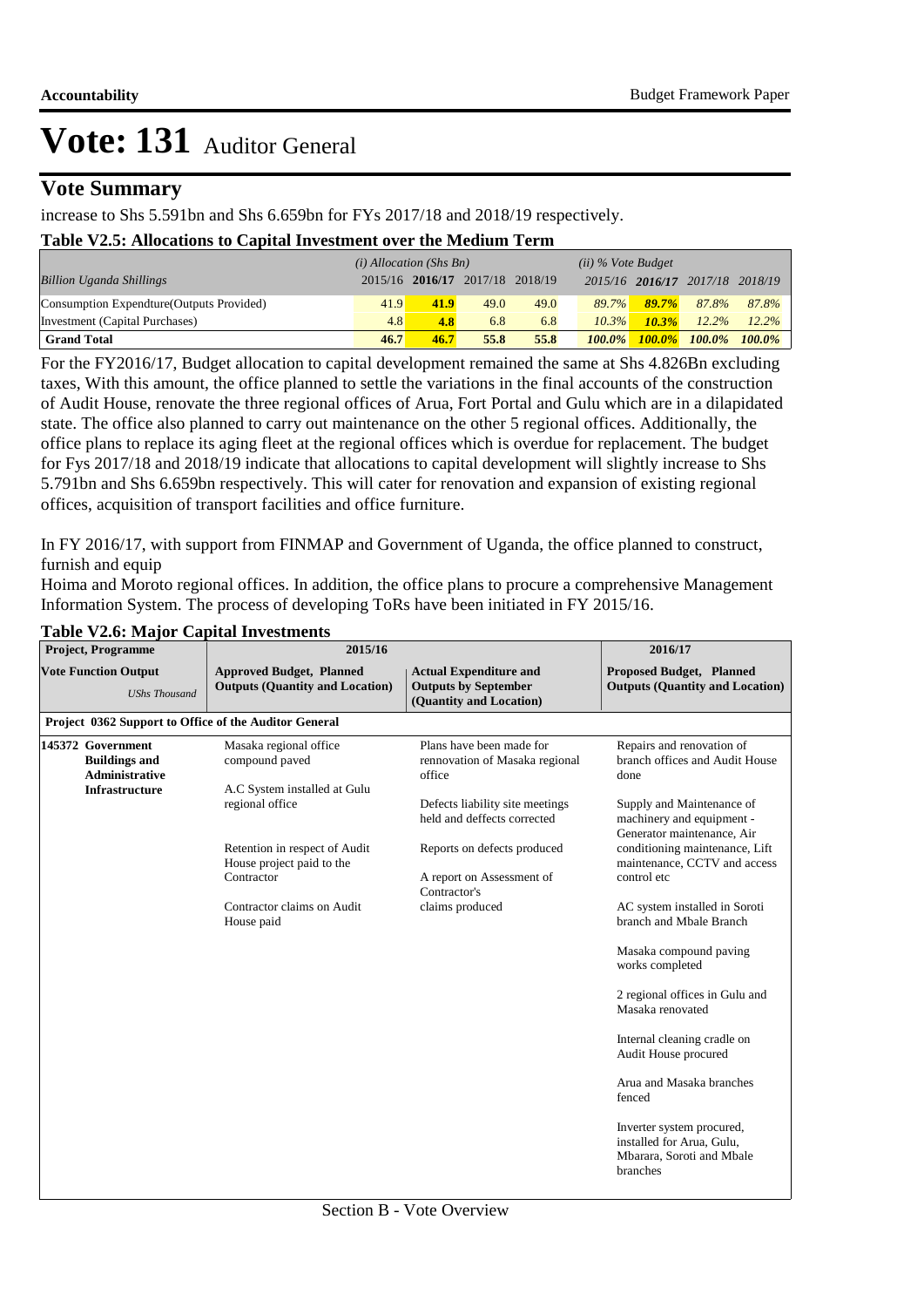# Vote: 131 Auditor General

## Vote Summary

increase to Shs 5.591bn and Shs 6.659bn for FYs 2017/18 and 2018/19 respectively.

**Table V2.5: Allocations to Capital Investment over the Medium Term**

| *Billion Uganda Shillings* | *(i) Allocation (Shs Bn)* 2015/16 | **2016/17** | 2017/18 | 2018/19 | *(ii) % Vote Budget* *2015/16* | ***2016/17*** | *2017/18* | *2018/19* |
|---|---|---|---|---|---|---|---|---|
| Consumption Expendture(Outputs Provided) | 41.9 | **41.9** | 49.0 | 49.0 | *89.7%* | ***89.7%*** | *87.8%* | *87.8%* |
| Investment (Capital Purchases) | 4.8 | **4.8** | 6.8 | 6.8 | *10.3%* | ***10.3%*** | *12.2%* | *12.2%* |
| **Grand Total** | **46.7** | **46.7** | **55.8** | **55.8** | ***100.0%*** | ***100.0%*** | ***100.0%*** | ***100.0%*** |

For the FY2016/17, Budget allocation to capital development remained the same at Shs 4.826Bn excluding taxes, With this amount, the office planned to settle the variations in the final accounts of the construction of Audit House, renovate the three regional offices of Arua, Fort Portal and Gulu which are in a dilapidated state. The office also planned to carry out maintenance on the other 5 regional offices. Additionally, the office plans to replace its aging fleet at the regional offices which is overdue for replacement. The budget for Fys 2017/18 and 2018/19 indicate that allocations to capital development will slightly increase to Shs 5.791bn and Shs 6.659bn respectively. This will cater for renovation and expansion of existing regional offices, acquisition of transport facilities and office furniture.

In FY 2016/17, with support from FINMAP and Government of Uganda, the office planned to construct, furnish and equip
Hoima and Moroto regional offices. In addition, the office plans to procure a comprehensive Management Information System. The process of developing ToRs have been initiated in FY 2015/16.

**Table V2.6: Major Capital Investments**

| **Project, Programme** | **2015/16** | | **2016/17** |
|---|---|---|---|
| **Vote Function Output** *UShs Thousand* | **Approved Budget, Planned Outputs (Quantity and Location)** | **Actual Expenditure and Outputs by September (Quantity and Location)** | **Proposed Budget, Planned Outputs (Quantity and Location)** |
| **Project 0362 Support to Office of the Auditor General** | | | |
| **145372 Government Buildings and Administrative Infrastructure** | Masaka regional office compound paved<br><br>A.C System installed at Gulu regional office<br><br>Retention in respect of Audit House project paid to the Contractor<br><br>Contractor claims on Audit House paid | Plans have been made for rennovation of Masaka regional office<br><br>Defects liability site meetings held and deffects corrected<br><br>Reports on defects produced<br><br>A report on Assessment of Contractor's claims produced | Repairs and renovation of branch offices and Audit House done<br><br>Supply and Maintenance of machinery and equipment - Generator maintenance, Air conditioning maintenance, Lift maintenance, CCTV and access control etc<br><br>AC system installed in Soroti branch and Mbale Branch<br><br>Masaka compound paving works completed<br><br>2 regional offices in Gulu and Masaka renovated<br><br>Internal cleaning cradle on Audit House procured<br><br>Arua and Masaka branches fenced<br><br>Inverter system procured, installed for Arua, Gulu, Mbarara, Soroti and Mbale branches |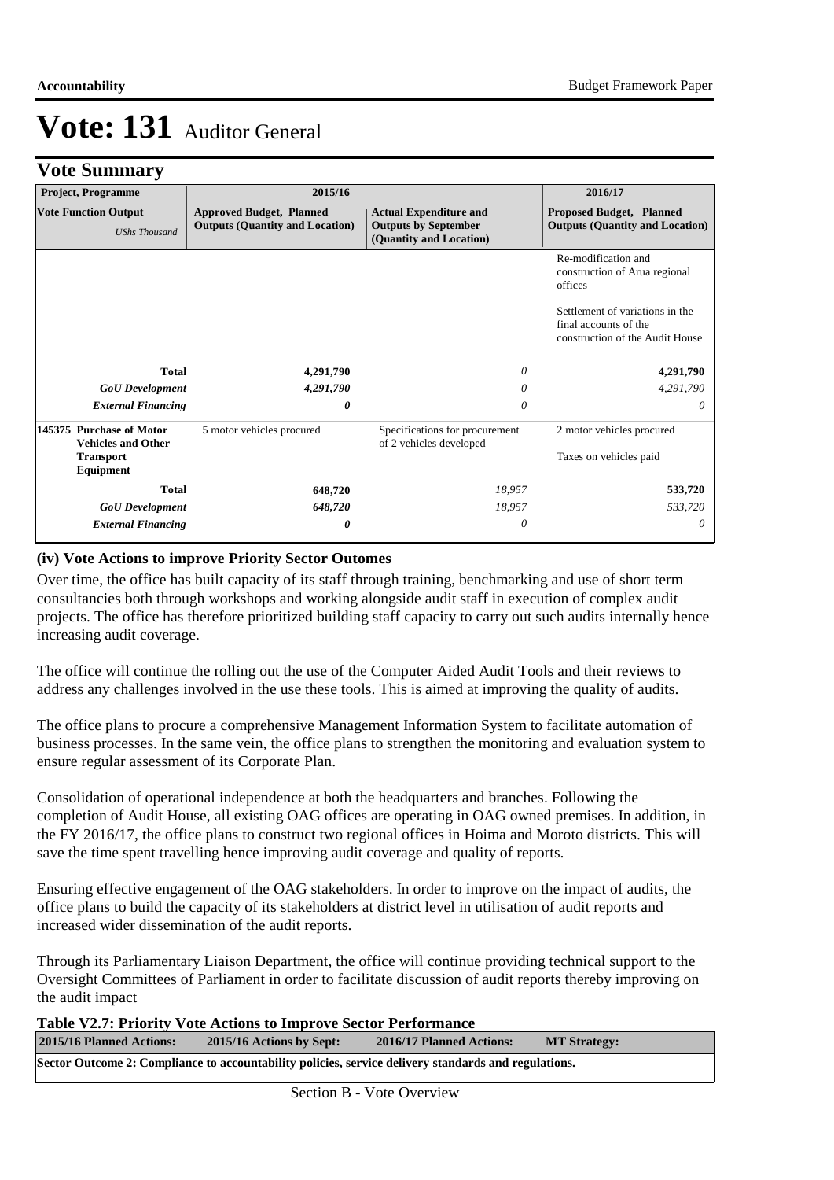# Vote: 131 Auditor General

## Vote Summary

| Project, Programme<br>Vote Function Output<br>*UShs Thousand* | 2015/16<br>Approved Budget, Planned Outputs (Quantity and Location) | Actual Expenditure and Outputs by September (Quantity and Location) | 2016/17<br>Proposed Budget, Planned Outputs (Quantity and Location) |
|---|---|---|---|
| | | | Re-modification and construction of Arua regional offices<br><br>Settlement of variations in the final accounts of the construction of the Audit House |
| **Total** | **4,291,790** | *0* | **4,291,790** |
| ***GoU Development*** | ***4,291,790*** | *0* | *4,291,790* |
| ***External Financing*** | ***0*** | *0* | *0* |
| **145375 Purchase of Motor Vehicles and Other Transport Equipment** | 5 motor vehicles procured | Specifications for procurement of 2 vehicles developed | 2 motor vehicles procured<br><br>Taxes on vehicles paid |
| **Total** | **648,720** | *18,957* | **533,720** |
| ***GoU Development*** | ***648,720*** | *18,957* | *533,720* |
| ***External Financing*** | ***0*** | *0* | *0* |

### (iv) Vote Actions to improve Priority Sector Outomes

Over time, the office has built capacity of its staff through training, benchmarking and use of short term consultancies both through workshops and working alongside audit staff in execution of complex audit projects. The office has therefore prioritized building staff capacity to carry out such audits internally hence increasing audit coverage.

The office will continue the rolling out the use of the Computer Aided Audit Tools and their reviews to address any challenges involved in the use these tools. This is aimed at improving the quality of audits.

The office plans to procure a comprehensive Management Information System to facilitate automation of business processes. In the same vein, the office plans to strengthen the monitoring and evaluation system to ensure regular assessment of its Corporate Plan.

Consolidation of operational independence at both the headquarters and branches. Following the completion of Audit House, all existing OAG offices are operating in OAG owned premises. In addition, in the FY 2016/17, the office plans to construct two regional offices in Hoima and Moroto districts. This will save the time spent travelling hence improving audit coverage and quality of reports.

Ensuring effective engagement of the OAG stakeholders. In order to improve on the impact of audits, the office plans to build the capacity of its stakeholders at district level in utilisation of audit reports and increased wider dissemination of the audit reports.

Through its Parliamentary Liaison Department, the office will continue providing technical support to the Oversight Committees of Parliament in order to facilitate discussion of audit reports thereby improving on the audit impact

**Table V2.7: Priority Vote Actions to Improve Sector Performance**

| 2015/16 Planned Actions: | 2015/16 Actions by Sept: | 2016/17 Planned Actions: | MT Strategy: |
|---|---|---|---|
| **Sector Outcome 2: Compliance to accountability policies, service delivery standards and regulations.** | | | |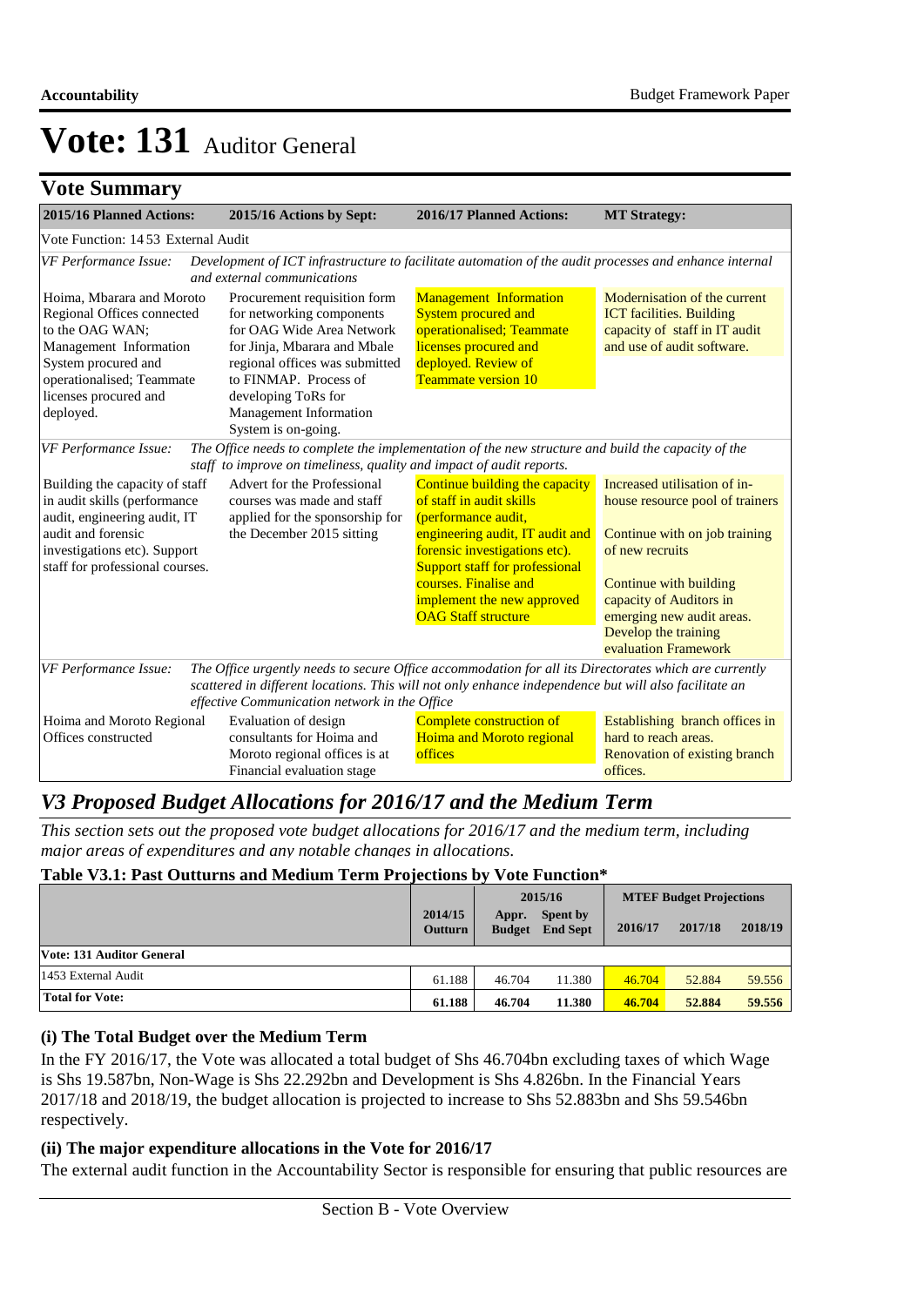# Vote: 131 Auditor General

## Vote Summary

| 2015/16 Planned Actions: | 2015/16 Actions by Sept: | 2016/17 Planned Actions: | MT Strategy: |
|---|---|---|---|
| Vote Function: 14 53 External Audit | | | |
| *VF Performance Issue:* *Development of ICT infrastructure to facilitate automation of the audit processes and enhance internal and external communications* | | | |
| Hoima, Mbarara and Moroto Regional Offices connected to the OAG WAN; Management Information System procured and operationalised; Teammate licenses procured and deployed. | Procurement requisition form for networking components for OAG Wide Area Network for Jinja, Mbarara and Mbale regional offices was submitted to FINMAP. Process of developing ToRs for Management Information System is on-going. | Management Information System procured and operationalised; Teammate licenses procured and deployed. Review of Teammate version 10 | Modernisation of the current ICT facilities. Building capacity of staff in IT audit and use of audit software. |
| *VF Performance Issue:* *The Office needs to complete the implementation of the new structure and build the capacity of the staff to improve on timeliness, quality and impact of audit reports.* | | | |
| Building the capacity of staff in audit skills (performance audit, engineering audit, IT audit and forensic investigations etc). Support staff for professional courses. | Advert for the Professional courses was made and staff applied for the sponsorship for the December 2015 sitting | Continue building the capacity of staff in audit skills (performance audit, engineering audit, IT audit and forensic investigations etc). Support staff for professional courses. Finalise and implement the new approved OAG Staff structure | Increased utilisation of in-house resource pool of trainers<br><br>Continue with on job training of new recruits<br><br>Continue with building capacity of Auditors in emerging new audit areas. Develop the training evaluation Framework |
| *VF Performance Issue:* *The Office urgently needs to secure Office accommodation for all its Directorates which are currently scattered in different locations. This will not only enhance independence but will also facilitate an effective Communication network in the Office* | | | |
| Hoima and Moroto Regional Offices constructed | Evaluation of design consultants for Hoima and Moroto regional offices is at Financial evaluation stage | Complete construction of Hoima and Moroto regional offices | Establishing branch offices in hard to reach areas. Renovation of existing branch offices. |

## *V3 Proposed Budget Allocations for 2016/17 and the Medium Term*

*This section sets out the proposed vote budget allocations for 2016/17 and the medium term, including major areas of expenditures and any notable changes in allocations.*

**Table V3.1: Past Outturns and Medium Term Projections by Vote Function\***

| | 2014/15 Outturn | 2015/16 Appr. Budget | 2015/16 Spent by End Sept | 2016/17 | 2017/18 | 2018/19 |
|---|---|---|---|---|---|---|
| **Vote: 131 Auditor General** | | | | | | |
| 1453 External Audit | 61.188 | 46.704 | 11.380 | 46.704 | 52.884 | 59.556 |
| **Total for Vote:** | **61.188** | **46.704** | **11.380** | **46.704** | **52.884** | **59.556** |

### (i) The Total Budget over the Medium Term

In the FY 2016/17, the Vote was allocated a total budget of Shs 46.704bn excluding taxes of which Wage is Shs 19.587bn, Non-Wage is Shs 22.292bn and Development is Shs 4.826bn. In the Financial Years 2017/18 and 2018/19, the budget allocation is projected to increase to Shs 52.883bn and Shs 59.546bn respectively.

### (ii) The major expenditure allocations in the Vote for 2016/17

The external audit function in the Accountability Sector is responsible for ensuring that public resources are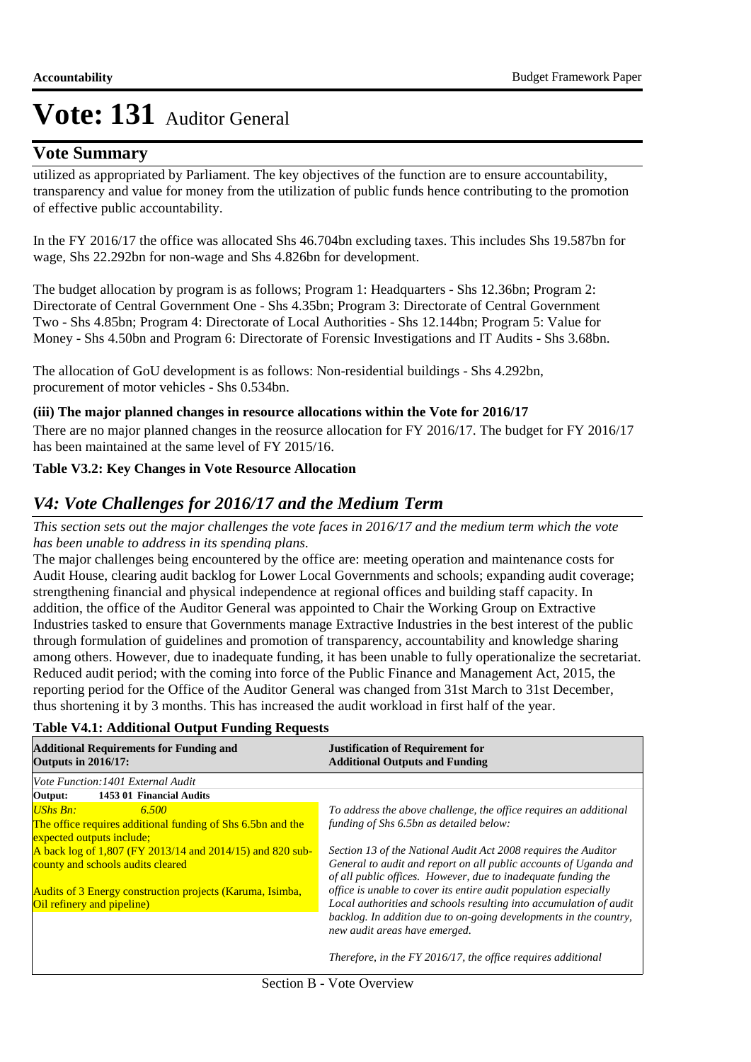# Vote: 131 Auditor General

## Vote Summary

utilized as appropriated by Parliament. The key objectives of the function are to ensure accountability, transparency and value for money from the utilization of public funds hence contributing to the promotion of effective public accountability.

In the FY 2016/17 the office was allocated Shs 46.704bn excluding taxes. This includes Shs 19.587bn for wage, Shs 22.292bn for non-wage and Shs 4.826bn for development.

The budget allocation by program is as follows; Program 1: Headquarters - Shs 12.36bn; Program 2: Directorate of Central Government One - Shs 4.35bn; Program 3: Directorate of Central Government Two - Shs 4.85bn; Program 4: Directorate of Local Authorities - Shs 12.144bn; Program 5: Value for Money - Shs 4.50bn and Program 6: Directorate of Forensic Investigations and IT Audits - Shs 3.68bn.

The allocation of GoU development is as follows: Non-residential buildings - Shs 4.292bn, procurement of motor vehicles - Shs 0.534bn.

**(iii) The major planned changes in resource allocations within the Vote for 2016/17**

There are no major planned changes in the reosurce allocation for FY 2016/17. The budget for FY 2016/17 has been maintained at the same level of FY 2015/16.

**Table V3.2: Key Changes in Vote Resource Allocation**

## *V4: Vote Challenges for 2016/17 and the Medium Term*

*This section sets out the major challenges the vote faces in 2016/17 and the medium term which the vote has been unable to address in its spending plans.*

The major challenges being encountered by the office are: meeting operation and maintenance costs for Audit House, clearing audit backlog for Lower Local Governments and schools; expanding audit coverage; strengthening financial and physical independence at regional offices and building staff capacity. In addition, the office of the Auditor General was appointed to Chair the Working Group on Extractive Industries tasked to ensure that Governments manage Extractive Industries in the best interest of the public through formulation of guidelines and promotion of transparency, accountability and knowledge sharing among others. However, due to inadequate funding, it has been unable to fully operationalize the secretariat. Reduced audit period; with the coming into force of the Public Finance and Management Act, 2015, the reporting period for the Office of the Auditor General was changed from 31st March to 31st December, thus shortening it by 3 months. This has increased the audit workload in first half of the year.

**Table V4.1: Additional Output Funding Requests**

| Additional Requirements for Funding and Outputs in 2016/17: | Justification of Requirement for Additional Outputs and Funding |
|---|---|
| *Vote Function:1401 External Audit* | |
| **Output: 1453 01 Financial Audits** | |
| *UShs Bn: 6.500*<br>The office requires additional funding of Shs 6.5bn and the expected outputs include;<br>A back log of 1,807 (FY 2013/14 and 2014/15) and 820 sub-county and schools audits cleared<br><br>Audits of 3 Energy construction projects (Karuma, Isimba, Oil refinery and pipeline) | *To address the above challenge, the office requires an additional funding of Shs 6.5bn as detailed below:*<br><br>*Section 13 of the National Audit Act 2008 requires the Auditor General to audit and report on all public accounts of Uganda and of all public offices. However, due to inadequate funding the office is unable to cover its entire audit population especially Local authorities and schools resulting into accumulation of audit backlog. In addition due to on-going developments in the country, new audit areas have emerged.*<br><br>*Therefore, in the FY 2016/17, the office requires additional* |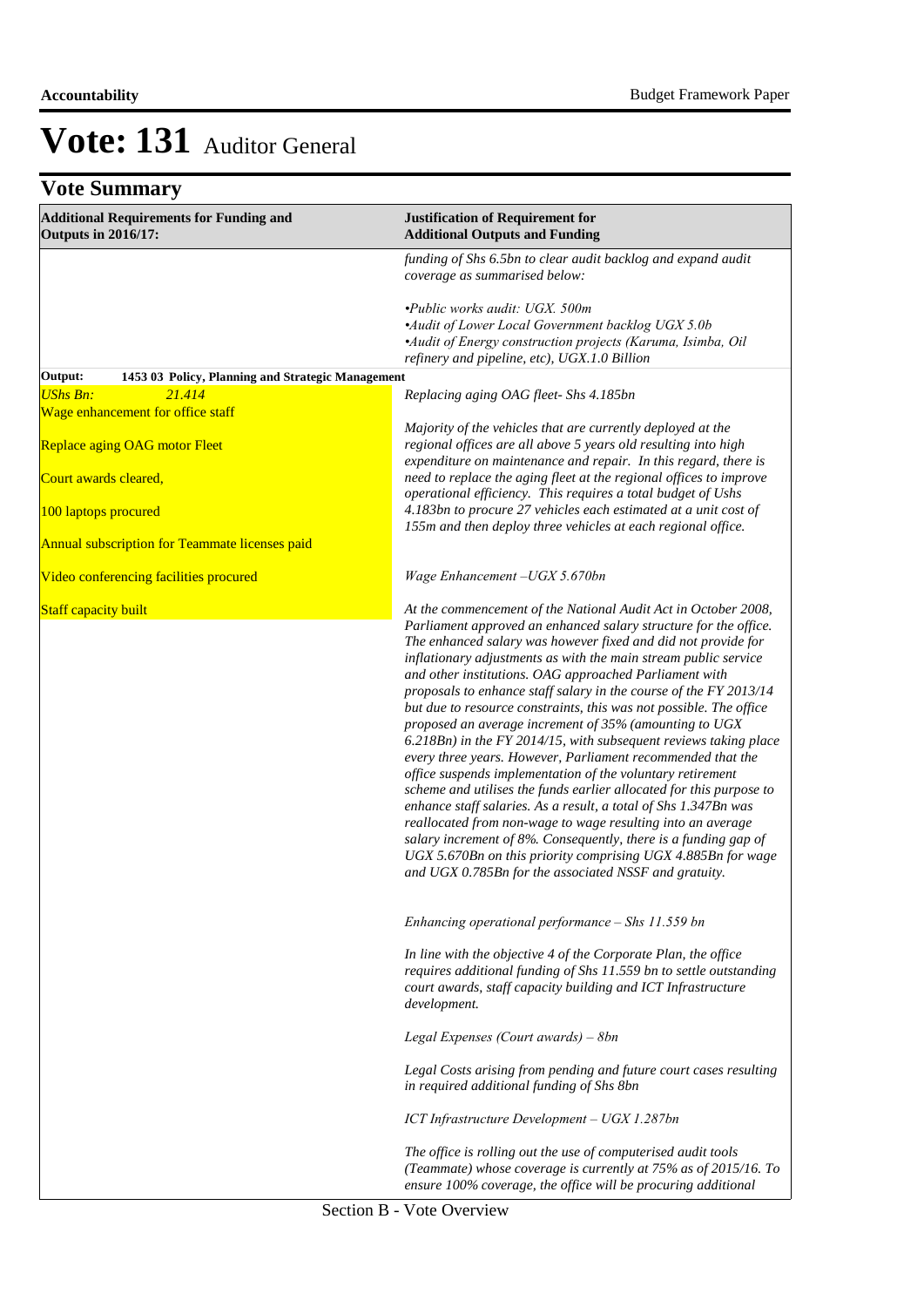# Vote: 131 Auditor General

## Vote Summary

| Additional Requirements for Funding and Outputs in 2016/17: | Justification of Requirement for Additional Outputs and Funding |
|---|---|
| | *funding of Shs 6.5bn to clear audit backlog and expand audit coverage as summarised below:*<br><br>*•Public works audit: UGX. 500m*<br>*•Audit of Lower Local Government backlog UGX 5.0b*<br>*•Audit of Energy construction projects (Karuma, Isimba, Oil refinery and pipeline, etc), UGX.1.0 Billion* |
| **Output: 1453 03 Policy, Planning and Strategic Management** | |
| *UShs Bn: 21.414*<br>Wage enhancement for office staff<br><br>Replace aging OAG motor Fleet<br><br>Court awards cleared,<br><br>100 laptops procured<br><br>Annual subscription for Teammate licenses paid<br><br>Video conferencing facilities procured<br><br>Staff capacity built | *Replacing aging OAG fleet- Shs 4.185bn*<br><br>*Majority of the vehicles that are currently deployed at the regional offices are all above 5 years old resulting into high expenditure on maintenance and repair. In this regard, there is need to replace the aging fleet at the regional offices to improve operational efficiency. This requires a total budget of Ushs 4.183bn to procure 27 vehicles each estimated at a unit cost of 155m and then deploy three vehicles at each regional office.*<br><br>*Wage Enhancement –UGX 5.670bn*<br><br>*At the commencement of the National Audit Act in October 2008, Parliament approved an enhanced salary structure for the office. The enhanced salary was however fixed and did not provide for inflationary adjustments as with the main stream public service and other institutions. OAG approached Parliament with proposals to enhance staff salary in the course of the FY 2013/14 but due to resource constraints, this was not possible. The office proposed an average increment of 35% (amounting to UGX 6.218Bn) in the FY 2014/15, with subsequent reviews taking place every three years. However, Parliament recommended that the office suspends implementation of the voluntary retirement scheme and utilises the funds earlier allocated for this purpose to enhance staff salaries. As a result, a total of Shs 1.347Bn was reallocated from non-wage to wage resulting into an average salary increment of 8%. Consequently, there is a funding gap of UGX 5.670Bn on this priority comprising UGX 4.885Bn for wage and UGX 0.785Bn for the associated NSSF and gratuity.*<br><br>*Enhancing operational performance – Shs 11.559 bn*<br><br>*In line with the objective 4 of the Corporate Plan, the office requires additional funding of Shs 11.559 bn to settle outstanding court awards, staff capacity building and ICT Infrastructure development.*<br><br>*Legal Expenses (Court awards) – 8bn*<br><br>*Legal Costs arising from pending and future court cases resulting in required additional funding of Shs 8bn*<br><br>*ICT Infrastructure Development – UGX 1.287bn*<br><br>*The office is rolling out the use of computerised audit tools (Teammate) whose coverage is currently at 75% as of 2015/16. To ensure 100% coverage, the office will be procuring additional* |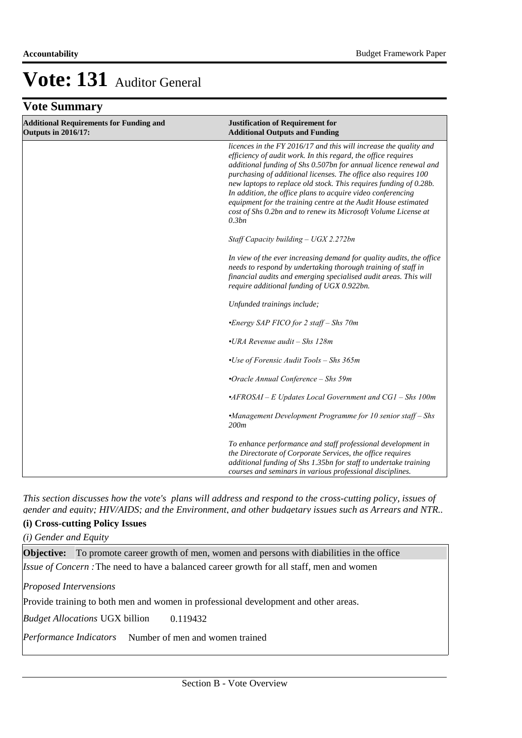# Vote: 131 Auditor General

## Vote Summary

| Additional Requirements for Funding and Outputs in 2016/17: | Justification of Requirement for Additional Outputs and Funding |
|---|---|
| | *licences in the FY 2016/17 and this will increase the quality and efficiency of audit work. In this regard, the office requires additional funding of Shs 0.507bn for annual licence renewal and purchasing of additional licenses. The office also requires 100 new laptops to replace old stock. This requires funding of 0.28b. In addition, the office plans to acquire video conferencing equipment for the training centre at the Audit House estimated cost of Shs 0.2bn and to renew its Microsoft Volume License at 0.3bn*<br><br>*Staff Capacity building – UGX 2.272bn*<br><br>*In view of the ever increasing demand for quality audits, the office needs to respond by undertaking thorough training of staff in financial audits and emerging specialised audit areas. This will require additional funding of UGX 0.922bn.*<br><br>*Unfunded trainings include;*<br><br>*•Energy SAP FICO for 2 staff – Shs 70m*<br><br>*•URA Revenue audit – Shs 128m*<br><br>*•Use of Forensic Audit Tools – Shs 365m*<br><br>*•Oracle Annual Conference – Shs 59m*<br><br>*•AFROSAI – E Updates Local Government and CG1 – Shs 100m*<br><br>*•Management Development Programme for 10 senior staff – Shs 200m*<br><br>*To enhance performance and staff professional development in the Directorate of Corporate Services, the office requires additional funding of Shs 1.35bn for staff to undertake training courses and seminars in various professional disciplines.* |

*This section discusses how the vote's plans will address and respond to the cross-cutting policy, issues of gender and equity; HIV/AIDS; and the Environment, and other budgetary issues such as Arrears and NTR..*

### (i) Cross-cutting Policy Issues

*(i) Gender and Equity*

**Objective:** To promote career growth of men, women and persons with diabilities in the office

*Issue of Concern :* The need to have a balanced career growth for all staff, men and women

*Proposed Intervensions*

Provide training to both men and women in professional development and other areas.

*Budget Allocations* UGX billion 0.119432

*Performance Indicators* Number of men and women trained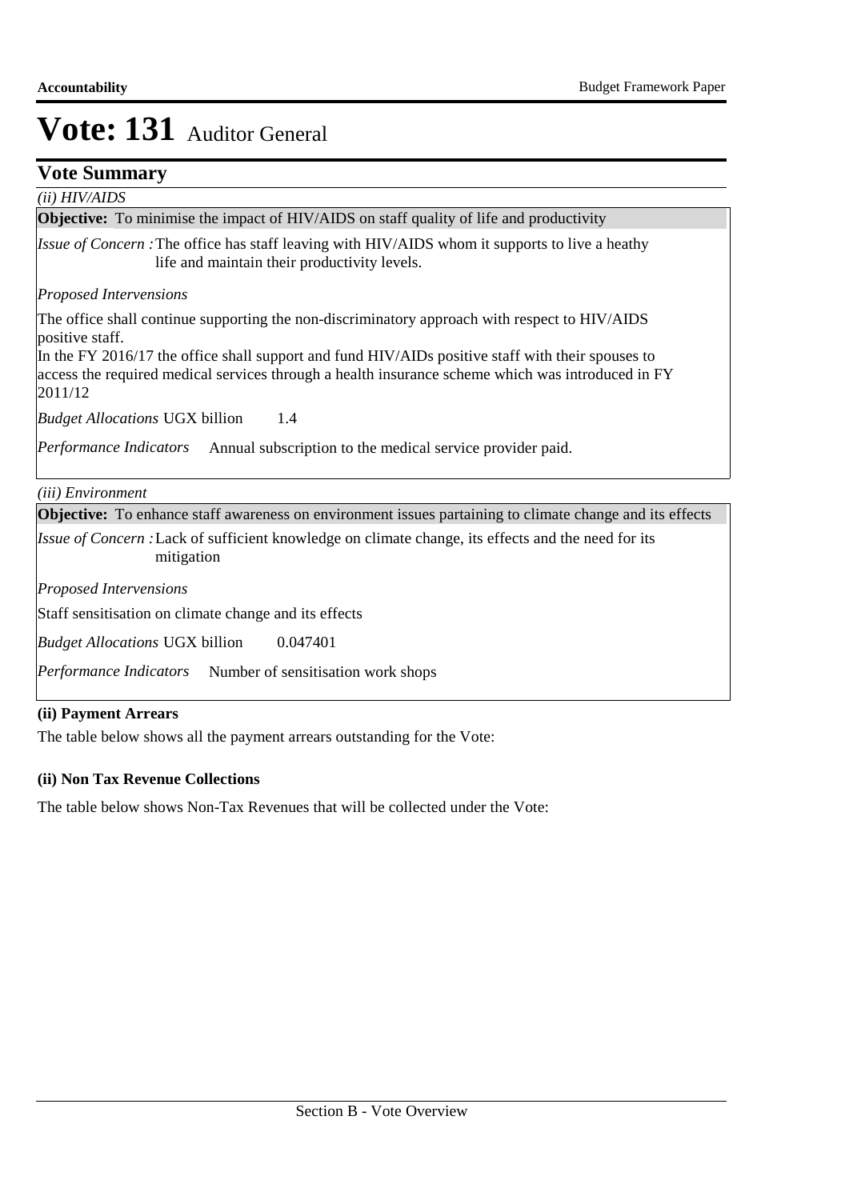# Vote: 131 Auditor General

## Vote Summary

*(ii) HIV/AIDS*

**Objective:** To minimise the impact of HIV/AIDS on staff quality of life and productivity

*Issue of Concern :* The office has staff leaving with HIV/AIDS whom it supports to live a heathy life and maintain their productivity levels.

*Proposed Interventions*

The office shall continue supporting the non-discriminatory approach with respect to HIV/AIDS positive staff.
In the FY 2016/17 the office shall support and fund HIV/AIDs positive staff with their spouses to access the required medical services through a health insurance scheme which was introduced in FY 2011/12

*Budget Allocations* UGX billion 1.4

*Performance Indicators* Annual subscription to the medical service provider paid.

*(iii) Environment*

**Objective:** To enhance staff awareness on environment issues partaining to climate change and its effects

*Issue of Concern :* Lack of sufficient knowledge on climate change, its effects and the need for its mitigation

*Proposed Interventions*

Staff sensitisation on climate change and its effects

*Budget Allocations* UGX billion 0.047401

*Performance Indicators* Number of sensitisation work shops

**(ii) Payment Arrears**

The table below shows all the payment arrears outstanding for the Vote:

**(ii) Non Tax Revenue Collections**

The table below shows Non-Tax Revenues that will be collected under the Vote: